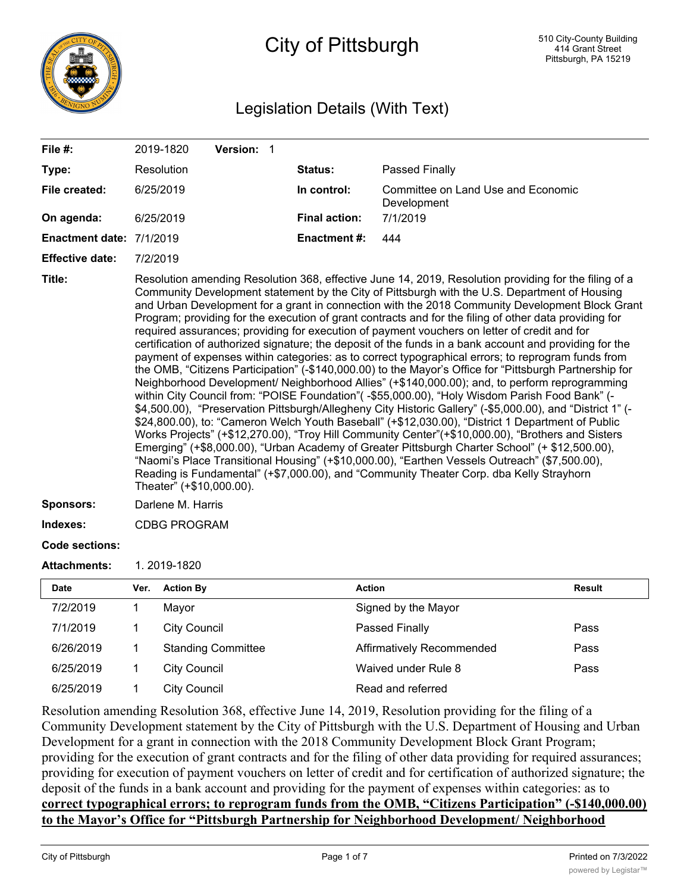# City of Pittsburgh

510 City-County Building
414 Grant Street
Pittsburgh, PA 15219

## Legislation Details (With Text)

| | | | |
|---|---|---|---|
| **File #:** | 2019-1820 **Version:** 1 | | |
| **Type:** | Resolution | **Status:** | Passed Finally |
| **File created:** | 6/25/2019 | **In control:** | Committee on Land Use and Economic Development |
| **On agenda:** | 6/25/2019 | **Final action:** | 7/1/2019 |
| **Enactment date:** | 7/1/2019 | **Enactment #:** | 444 |
| **Effective date:** | 7/2/2019 | | |

**Title:** Resolution amending Resolution 368, effective June 14, 2019, Resolution providing for the filing of a Community Development statement by the City of Pittsburgh with the U.S. Department of Housing and Urban Development for a grant in connection with the 2018 Community Development Block Grant Program; providing for the execution of grant contracts and for the filing of other data providing for required assurances; providing for execution of payment vouchers on letter of credit and for certification of authorized signature; the deposit of the funds in a bank account and providing for the payment of expenses within categories: as to correct typographical errors; to reprogram funds from the OMB, "Citizens Participation" (-$140,000.00) to the Mayor's Office for "Pittsburgh Partnership for Neighborhood Development/ Neighborhood Allies" (+$140,000.00); and, to perform reprogramming within City Council from: "POISE Foundation"( -$55,000.00), "Holy Wisdom Parish Food Bank" (-$4,500.00), "Preservation Pittsburgh/Allegheny City Historic Gallery" (-$5,000.00), and "District 1" (-$24,800.00), to: "Cameron Welch Youth Baseball" (+$12,030.00), "District 1 Department of Public Works Projects" (+$12,270.00), "Troy Hill Community Center"(+$10,000.00), "Brothers and Sisters Emerging" (+$8,000.00), "Urban Academy of Greater Pittsburgh Charter School" (+ $12,500.00), "Naomi's Place Transitional Housing" (+$10,000.00), "Earthen Vessels Outreach" ($7,500.00), Reading is Fundamental" (+$7,000.00), and "Community Theater Corp. dba Kelly Strayhorn Theater" (+$10,000.00).

**Sponsors:** Darlene M. Harris

**Indexes:** CDBG PROGRAM

**Code sections:**

**Attachments:** 1. 2019-1820

| Date | Ver. | Action By | Action | Result |
|---|---|---|---|---|
| 7/2/2019 | 1 | Mayor | Signed by the Mayor | |
| 7/1/2019 | 1 | City Council | Passed Finally | Pass |
| 6/26/2019 | 1 | Standing Committee | Affirmatively Recommended | Pass |
| 6/25/2019 | 1 | City Council | Waived under Rule 8 | Pass |
| 6/25/2019 | 1 | City Council | Read and referred | |

Resolution amending Resolution 368, effective June 14, 2019, Resolution providing for the filing of a Community Development statement by the City of Pittsburgh with the U.S. Department of Housing and Urban Development for a grant in connection with the 2018 Community Development Block Grant Program; providing for the execution of grant contracts and for the filing of other data providing for required assurances; providing for execution of payment vouchers on letter of credit and for certification of authorized signature; the deposit of the funds in a bank account and providing for the payment of expenses within categories: as to **correct typographical errors; to reprogram funds from the OMB, "Citizens Participation" (-$140,000.00) to the Mayor's Office for "Pittsburgh Partnership for Neighborhood Development/ Neighborhood**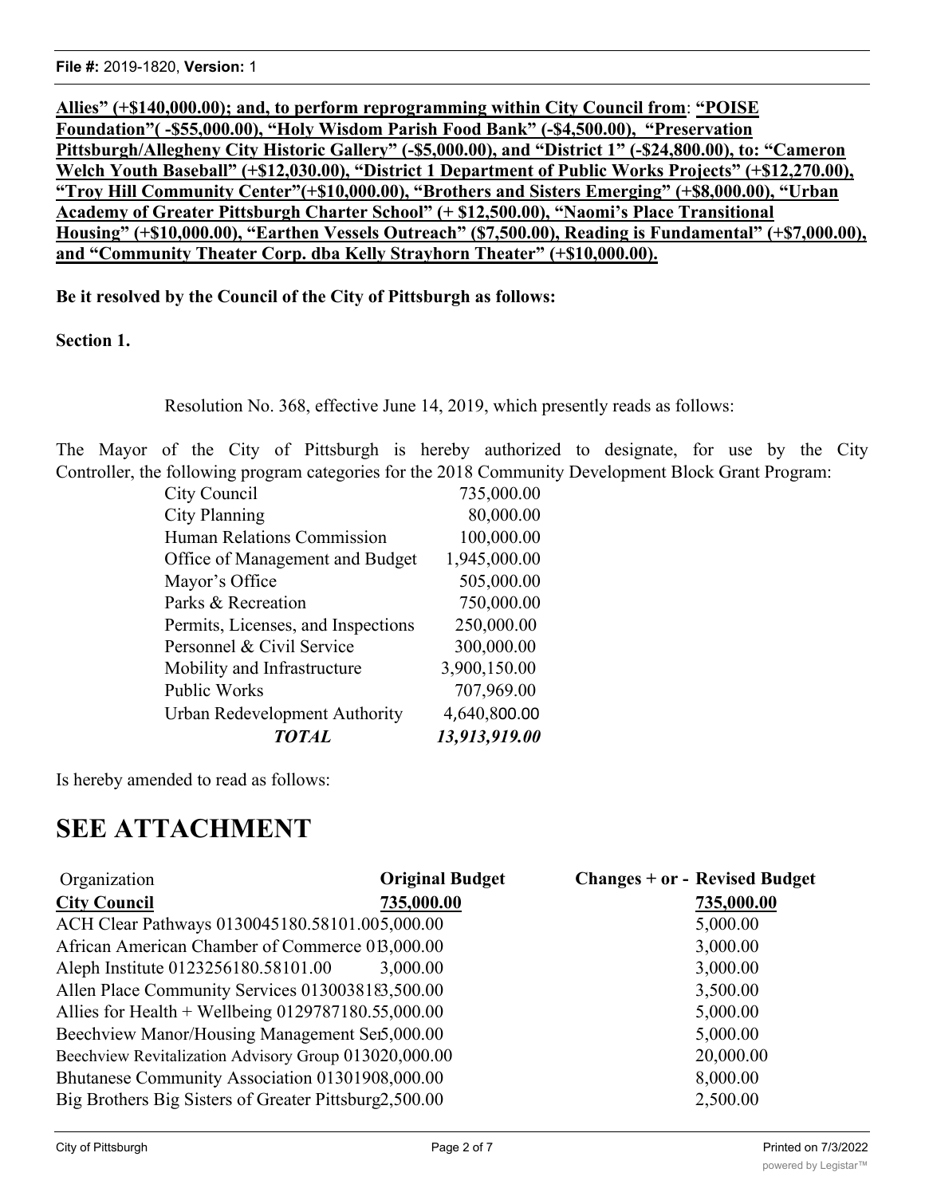**Allies" (+$140,000.00); and, to perform reprogramming within City Council from**: **"POISE Foundation"( -$55,000.00), "Holy Wisdom Parish Food Bank" (-$4,500.00), "Preservation Pittsburgh/Allegheny City Historic Gallery" (-$5,000.00), and "District 1" (-$24,800.00), to: "Cameron Welch Youth Baseball" (+$12,030.00), "District 1 Department of Public Works Projects" (+$12,270.00), "Troy Hill Community Center"(+$10,000.00), "Brothers and Sisters Emerging" (+$8,000.00), "Urban Academy of Greater Pittsburgh Charter School" (+ $12,500.00), "Naomi's Place Transitional Housing" (+$10,000.00), "Earthen Vessels Outreach" ($7,500.00), Reading is Fundamental" (+$7,000.00), and "Community Theater Corp. dba Kelly Strayhorn Theater" (+$10,000.00).**

**Be it resolved by the Council of the City of Pittsburgh as follows:**

**Section 1.**

Resolution No. 368, effective June 14, 2019, which presently reads as follows:

The Mayor of the City of Pittsburgh is hereby authorized to designate, for use by the City Controller, the following program categories for the 2018 Community Development Block Grant Program:

| | |
|---|---|
| City Council | 735,000.00 |
| City Planning | 80,000.00 |
| Human Relations Commission | 100,000.00 |
| Office of Management and Budget | 1,945,000.00 |
| Mayor's Office | 505,000.00 |
| Parks & Recreation | 750,000.00 |
| Permits, Licenses, and Inspections | 250,000.00 |
| Personnel & Civil Service | 300,000.00 |
| Mobility and Infrastructure | 3,900,150.00 |
| Public Works | 707,969.00 |
| Urban Redevelopment Authority | 4,640,800.00 |
| ***TOTAL*** | ***13,913,919.00*** |

Is hereby amended to read as follows:

# SEE ATTACHMENT

| Organization | **Original Budget** | **Changes + or -** | **Revised Budget** |
|---|---|---|---|
| **City Council** | **735,000.00** | | **735,000.00** |
| ACH Clear Pathways 0130045180.58101.00 | 5,000.00 | | 5,000.00 |
| African American Chamber of Commerce 01 | 3,000.00 | | 3,000.00 |
| Aleph Institute 0123256180.58101.00 | 3,000.00 | | 3,000.00 |
| Allen Place Community Services 013003818 | 3,500.00 | | 3,500.00 |
| Allies for Health + Wellbeing 0129787180.5 | 5,000.00 | | 5,000.00 |
| Beechview Manor/Housing Management Ser | 5,000.00 | | 5,000.00 |
| Beechview Revitalization Advisory Group 0130 | 20,000.00 | | 20,000.00 |
| Bhutanese Community Association 0130190 | 8,000.00 | | 8,000.00 |
| Big Brothers Big Sisters of Greater Pittsburg | 2,500.00 | | 2,500.00 |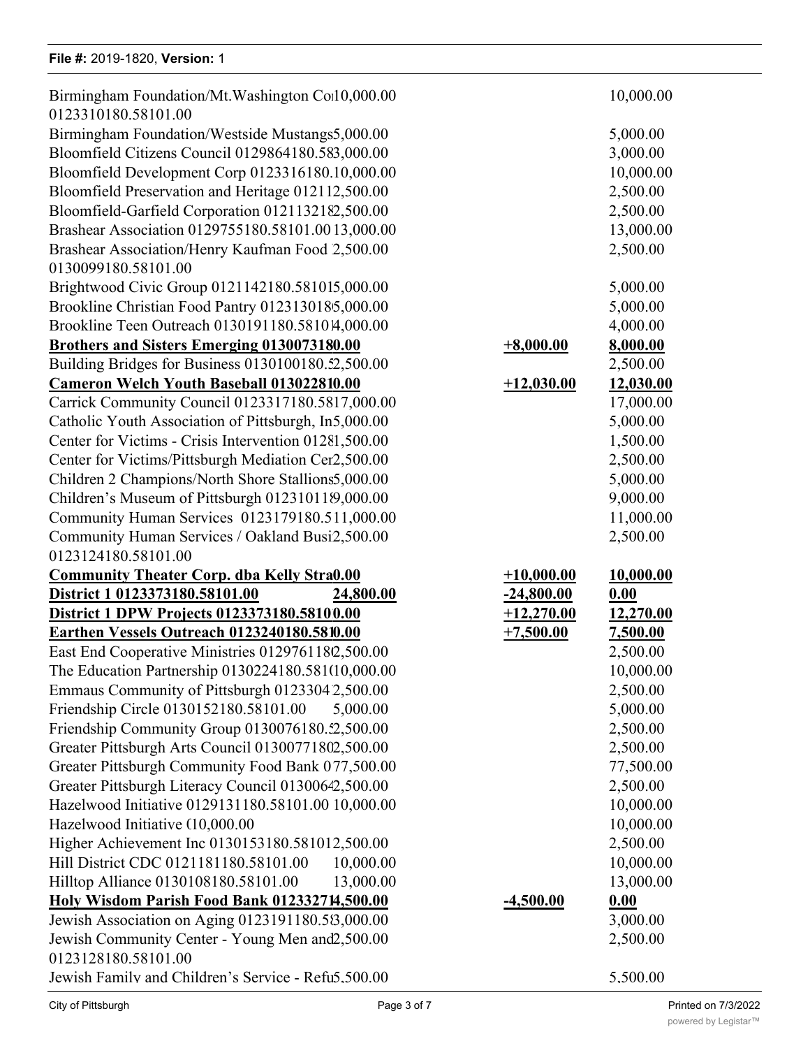| | | | |
|---|---|---|---|
| Birmingham Foundation/Mt.Washington Co 0123310180.58101.00 | 10,000.00 | | 10,000.00 |
| Birmingham Foundation/Westside Mustangs | 5,000.00 | | 5,000.00 |
| Bloomfield Citizens Council 0129864180.58 | 3,000.00 | | 3,000.00 |
| Bloomfield Development Corp 0123316180. | 10,000.00 | | 10,000.00 |
| Bloomfield Preservation and Heritage 01211 | 2,500.00 | | 2,500.00 |
| Bloomfield-Garfield Corporation 01211321 | 2,500.00 | | 2,500.00 |
| Brashear Association 0129755180.58101.00 | 13,000.00 | | 13,000.00 |
| Brashear Association/Henry Kaufman Food 0130099180.58101.00 | 2,500.00 | | 2,500.00 |
| Brightwood Civic Group 0121142180.58101 | 5,000.00 | | 5,000.00 |
| Brookline Christian Food Pantry 012313018 | 5,000.00 | | 5,000.00 |
| Brookline Teen Outreach 0130191180.5810 | 4,000.00 | | 4,000.00 |
| **Brothers and Sisters Emerging 01300731** | **0.00** | **+8,000.00** | **8,000.00** |
| Building Bridges for Business 0130100180.5 | 2,500.00 | | 2,500.00 |
| **Cameron Welch Youth Baseball 01302281** | **0.00** | **+12,030.00** | **12,030.00** |
| Carrick Community Council 0123317180.58 | 17,000.00 | | 17,000.00 |
| Catholic Youth Association of Pittsburgh, In | 5,000.00 | | 5,000.00 |
| Center for Victims - Crisis Intervention 0128 | 1,500.00 | | 1,500.00 |
| Center for Victims/Pittsburgh Mediation Ce | 2,500.00 | | 2,500.00 |
| Children 2 Champions/North Shore Stallions | 5,000.00 | | 5,000.00 |
| Children's Museum of Pittsburgh 012310118 | 9,000.00 | | 9,000.00 |
| Community Human Services 0123179180.5 | 11,000.00 | | 11,000.00 |
| Community Human Services / Oakland Busi 0123124180.58101.00 | 2,500.00 | | 2,500.00 |
| **Community Theater Corp. dba Kelly Stra** | **0.00** | **+10,000.00** | **10,000.00** |
| **District 1 0123373180.58101.00** | **24,800.00** | **-24,800.00** | **0.00** |
| **District 1 DPW Projects 0123373180.5810** | **0.00** | **+12,270.00** | **12,270.00** |
| **Earthen Vessels Outreach 0123240180.581** | **0.00** | **+7,500.00** | **7,500.00** |
| East End Cooperative Ministries 012976118 | 2,500.00 | | 2,500.00 |
| The Education Partnership 0130224180.581 | 10,000.00 | | 10,000.00 |
| Emmaus Community of Pittsburgh 0123304 | 2,500.00 | | 2,500.00 |
| Friendship Circle 0130152180.58101.00 | 5,000.00 | | 5,000.00 |
| Friendship Community Group 0130076180.5 | 2,500.00 | | 2,500.00 |
| Greater Pittsburgh Arts Council 013007718 | 2,500.00 | | 2,500.00 |
| Greater Pittsburgh Community Food Bank 0 | 77,500.00 | | 77,500.00 |
| Greater Pittsburgh Literacy Council 013006 | 2,500.00 | | 2,500.00 |
| Hazelwood Initiative 0129131180.58101.00 | 10,000.00 | | 10,000.00 |
| Hazelwood Initiative ( | 10,000.00 | | 10,000.00 |
| Higher Achievement Inc 0130153180.58101 | 2,500.00 | | 2,500.00 |
| Hill District CDC 0121181180.58101.00 | 10,000.00 | | 10,000.00 |
| Hilltop Alliance 0130108180.58101.00 | 13,000.00 | | 13,000.00 |
| **Holy Wisdom Parish Food Bank 01233271** | **4,500.00** | **-4,500.00** | **0.00** |
| Jewish Association on Aging 0123191180.5 | 3,000.00 | | 3,000.00 |
| Jewish Community Center - Young Men and 0123128180.58101.00 | 2,500.00 | | 2,500.00 |
| Jewish Family and Children's Service - Refu | 5,500.00 | | 5,500.00 |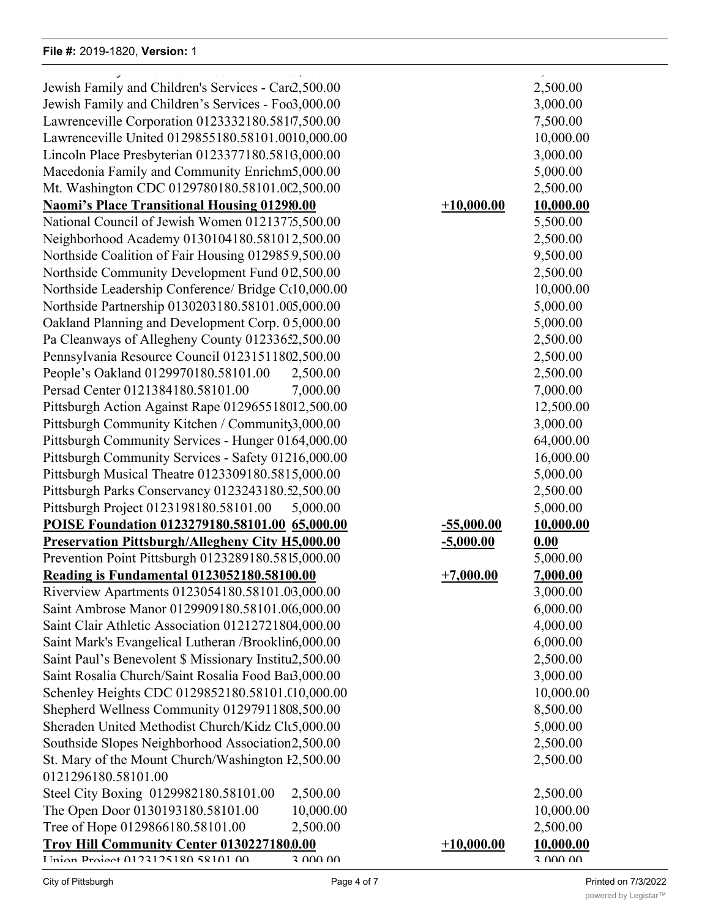| | | | |
|---|---|---|---|
| Jewish Family and Children's Services - Car | 2,500.00 | | 2,500.00 |
| Jewish Family and Children's Services - Foo | 3,000.00 | | 3,000.00 |
| Lawrenceville Corporation 0123332180.581 | 7,500.00 | | 7,500.00 |
| Lawrenceville United 0129855180.58101.00 | 10,000.00 | | 10,000.00 |
| Lincoln Place Presbyterian 0123377180.581 | 3,000.00 | | 3,000.00 |
| Macedonia Family and Community Enrichm | 5,000.00 | | 5,000.00 |
| Mt. Washington CDC 0129780180.58101.0 | 2,500.00 | | 2,500.00 |
| **Naomi's Place Transitional Housing 01298** | **0.00** | **+10,000.00** | **10,000.00** |
| National Council of Jewish Women 012137 | 5,500.00 | | 5,500.00 |
| Neighborhood Academy 0130104180.58101 | 2,500.00 | | 2,500.00 |
| Northside Coalition of Fair Housing 012985 | 9,500.00 | | 9,500.00 |
| Northside Community Development Fund 0 | 2,500.00 | | 2,500.00 |
| Northside Leadership Conference/ Bridge C | 10,000.00 | | 10,000.00 |
| Northside Partnership 0130203180.58101.00 | 5,000.00 | | 5,000.00 |
| Oakland Planning and Development Corp. 0 | 5,000.00 | | 5,000.00 |
| Pa Cleanways of Allegheny County 0123365 | 2,500.00 | | 2,500.00 |
| Pennsylvania Resource Council 0123151180 | 2,500.00 | | 2,500.00 |
| People's Oakland 0129970180.58101.00 | 2,500.00 | | 2,500.00 |
| Persad Center 0121384180.58101.00 | 7,000.00 | | 7,000.00 |
| Pittsburgh Action Against Rape 0129655180 | 12,500.00 | | 12,500.00 |
| Pittsburgh Community Kitchen / Community | 3,000.00 | | 3,000.00 |
| Pittsburgh Community Services - Hunger 01 | 64,000.00 | | 64,000.00 |
| Pittsburgh Community Services - Safety 012 | 16,000.00 | | 16,000.00 |
| Pittsburgh Musical Theatre 0123309180.581 | 5,000.00 | | 5,000.00 |
| Pittsburgh Parks Conservancy 0123243180.5 | 2,500.00 | | 2,500.00 |
| Pittsburgh Project 0123198180.58101.00 | 5,000.00 | | 5,000.00 |
| **POISE Foundation 0123279180.58101.00** | **65,000.00** | **-55,000.00** | **10,000.00** |
| **Preservation Pittsburgh/Allegheny City H** | **5,000.00** | **-5,000.00** | **0.00** |
| Prevention Point Pittsburgh 0123289180.581 | 5,000.00 | | 5,000.00 |
| **Reading is Fundamental 0123052180.5810** | **0.00** | **+7,000.00** | **7,000.00** |
| Riverview Apartments 0123054180.58101.0 | 3,000.00 | | 3,000.00 |
| Saint Ambrose Manor 0129909180.58101.0 | 6,000.00 | | 6,000.00 |
| Saint Clair Athletic Association 0121272180 | 4,000.00 | | 4,000.00 |
| Saint Mark's Evangelical Lutheran /Brooklin | 6,000.00 | | 6,000.00 |
| Saint Paul's Benevolent $ Missionary Institu | 2,500.00 | | 2,500.00 |
| Saint Rosalia Church/Saint Rosalia Food Ba | 3,000.00 | | 3,000.00 |
| Schenley Heights CDC 0129852180.58101. | 10,000.00 | | 10,000.00 |
| Shepherd Wellness Community 0129791180 | 8,500.00 | | 8,500.00 |
| Sheraden United Methodist Church/Kidz Cl | 5,000.00 | | 5,000.00 |
| Southside Slopes Neighborhood Association | 2,500.00 | | 2,500.00 |
| St. Mary of the Mount Church/Washington I 0121296180.58101.00 | 2,500.00 | | 2,500.00 |
| Steel City Boxing 0129982180.58101.00 | 2,500.00 | | 2,500.00 |
| The Open Door 0130193180.58101.00 | 10,000.00 | | 10,000.00 |
| Tree of Hope 0129866180.58101.00 | 2,500.00 | | 2,500.00 |
| **Troy Hill Community Center 0130227180** | **0.00** | **+10,000.00** | **10,000.00** |
| Union Project 0123125180.58101.00 | 3,000.00 | | 3,000.00 |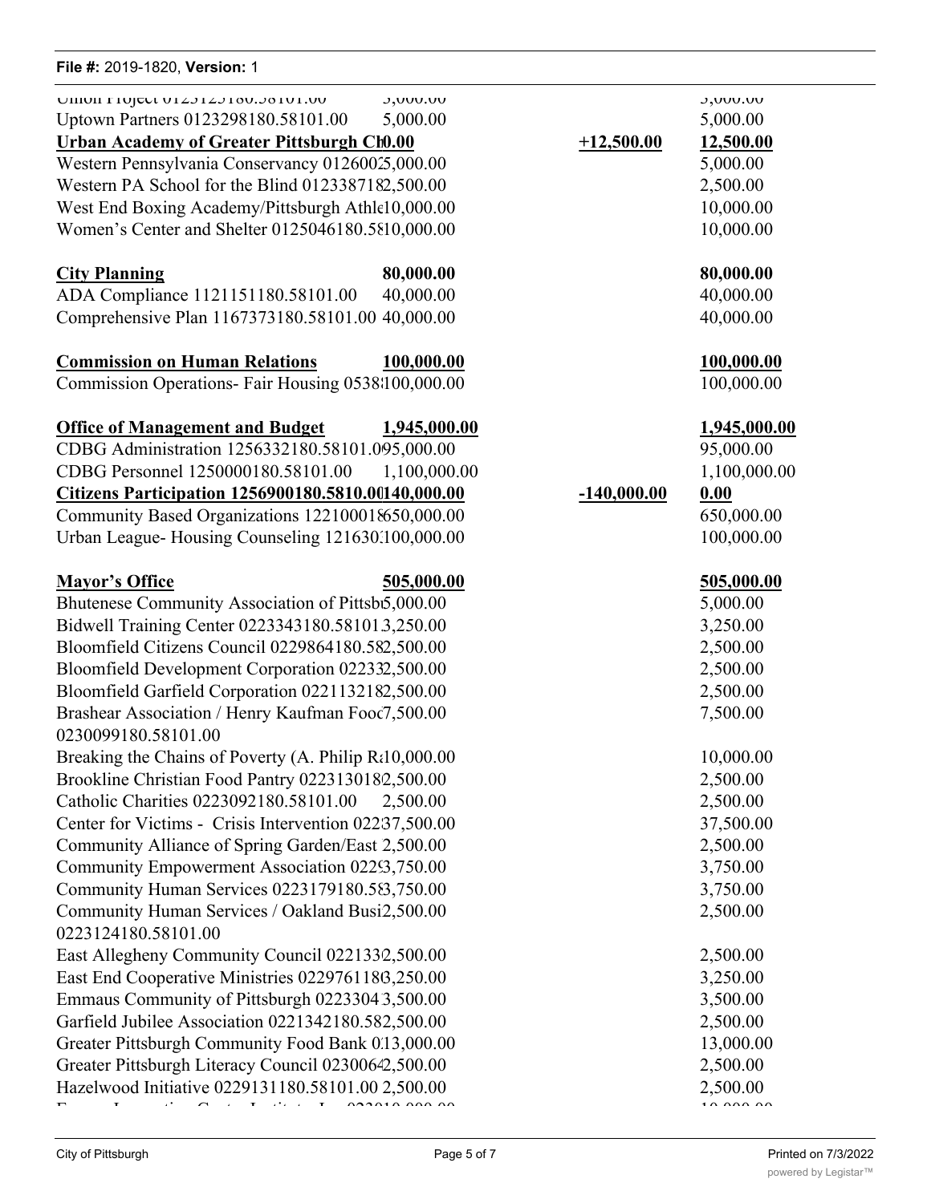| | | | |
|---|---|---|---|
| Union Project 0125125180.58101.00 | 5,000.00 | | 5,000.00 |
| Uptown Partners 0123298180.58101.00 | 5,000.00 | | 5,000.00 |
| **Urban Academy of Greater Pittsburgh Ch** | **0.00** | **+12,500.00** | **12,500.00** |
| Western Pennsylvania Conservancy 0126002 | 5,000.00 | | 5,000.00 |
| Western PA School for the Blind 01233871 | 82,500.00 | | 2,500.00 |
| West End Boxing Academy/Pittsburgh Athl | 10,000.00 | | 10,000.00 |
| Women's Center and Shelter 0125046180.58 | 10,000.00 | | 10,000.00 |
| | | | |
| **City Planning** | **80,000.00** | | **80,000.00** |
| ADA Compliance 1121151180.58101.00 | 40,000.00 | | 40,000.00 |
| Comprehensive Plan 1167373180.58101.00 | 40,000.00 | | 40,000.00 |
| | | | |
| **Commission on Human Relations** | **100,000.00** | | **100,000.00** |
| Commission Operations- Fair Housing 0538 | 100,000.00 | | 100,000.00 |
| | | | |
| **Office of Management and Budget** | **1,945,000.00** | | **1,945,000.00** |
| CDBG Administration 1256332180.58101.0 | 95,000.00 | | 95,000.00 |
| CDBG Personnel 1250000180.58101.00 | 1,100,000.00 | | 1,100,000.00 |
| **Citizens Participation 1256900180.5810.00** | **140,000.00** | **-140,000.00** | **0.00** |
| Community Based Organizations 12210001 | 8650,000.00 | | 650,000.00 |
| Urban League- Housing Counseling 121630 | 100,000.00 | | 100,000.00 |
| | | | |
| **Mayor's Office** | **505,000.00** | | **505,000.00** |
| Bhutenese Community Association of Pittsb | 5,000.00 | | 5,000.00 |
| Bidwell Training Center 0223343180.58101 | 3,250.00 | | 3,250.00 |
| Bloomfield Citizens Council 0229864180.58 | 2,500.00 | | 2,500.00 |
| Bloomfield Development Corporation 02233 | 2,500.00 | | 2,500.00 |
| Bloomfield Garfield Corporation 02211321 | 82,500.00 | | 2,500.00 |
| Brashear Association / Henry Kaufman Foo 0230099180.58101.00 | 7,500.00 | | 7,500.00 |
| Breaking the Chains of Poverty (A. Philip R | 10,000.00 | | 10,000.00 |
| Brookline Christian Food Pantry 02231301 | 82,500.00 | | 2,500.00 |
| Catholic Charities 0223092180.58101.00 | 2,500.00 | | 2,500.00 |
| Center for Victims - Crisis Intervention 022 | 37,500.00 | | 37,500.00 |
| Community Alliance of Spring Garden/East | 2,500.00 | | 2,500.00 |
| Community Empowerment Association 022 | 93,750.00 | | 3,750.00 |
| Community Human Services 0223179180.5 | 83,750.00 | | 3,750.00 |
| Community Human Services / Oakland Busi 0223124180.58101.00 | 2,500.00 | | 2,500.00 |
| East Allegheny Community Council 022133 | 2,500.00 | | 2,500.00 |
| East End Cooperative Ministries 02297611 | 83,250.00 | | 3,250.00 |
| Emmaus Community of Pittsburgh 0223304 | 3,500.00 | | 3,500.00 |
| Garfield Jubilee Association 0221342180.58 | 2,500.00 | | 2,500.00 |
| Greater Pittsburgh Community Food Bank 0 | 13,000.00 | | 13,000.00 |
| Greater Pittsburgh Literacy Council 023006 | 42,500.00 | | 2,500.00 |
| Hazelwood Initiative 0229131180.58101.00 | 2,500.00 | | 2,500.00 |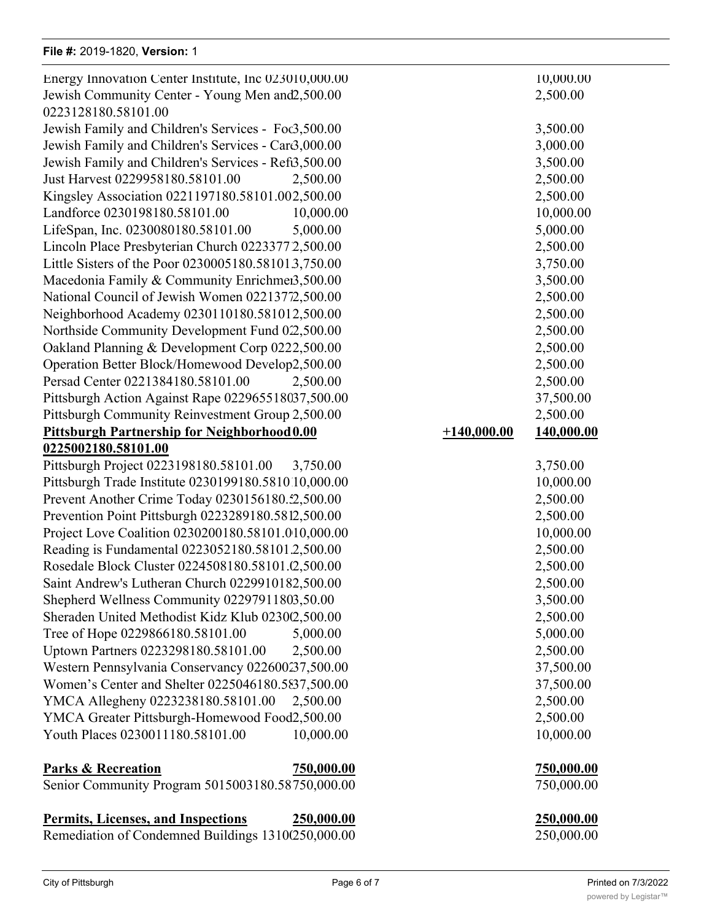| | | | |
|---|---|---|---|
| Energy Innovation Center Institute, Inc 023010,000.00 | | | 10,000.00 |
| Jewish Community Center - Young Men and2,500.00 0223128180.58101.00 | | | 2,500.00 |
| Jewish Family and Children's Services - Foc3,500.00 | | | 3,500.00 |
| Jewish Family and Children's Services - Car3,000.00 | | | 3,000.00 |
| Jewish Family and Children's Services - Ref3,500.00 | | | 3,500.00 |
| Just Harvest 0229958180.58101.00 | 2,500.00 | | 2,500.00 |
| Kingsley Association 0221197180.58101.002,500.00 | | | 2,500.00 |
| Landforce 0230198180.58101.00 | 10,000.00 | | 10,000.00 |
| LifeSpan, Inc. 0230080180.58101.00 | 5,000.00 | | 5,000.00 |
| Lincoln Place Presbyterian Church 0223377 2,500.00 | | | 2,500.00 |
| Little Sisters of the Poor 0230005180.581013,750.00 | | | 3,750.00 |
| Macedonia Family & Community Enrichme3,500.00 | | | 3,500.00 |
| National Council of Jewish Women 02213772,500.00 | | | 2,500.00 |
| Neighborhood Academy 0230110180.581012,500.00 | | | 2,500.00 |
| Northside Community Development Fund 02,500.00 | | | 2,500.00 |
| Oakland Planning & Development Corp 0222,500.00 | | | 2,500.00 |
| Operation Better Block/Homewood Develop2,500.00 | | | 2,500.00 |
| Persad Center 0221384180.58101.00 | 2,500.00 | | 2,500.00 |
| Pittsburgh Action Against Rape 022965518037,500.00 | | | 37,500.00 |
| Pittsburgh Community Reinvestment Group 2,500.00 | | | 2,500.00 |
| **Pittsburgh Partnership for Neighborhood 0225002180.58101.00** | **0.00** | **+140,000.00** | **140,000.00** |
| Pittsburgh Project 0223198180.58101.00 | 3,750.00 | | 3,750.00 |
| Pittsburgh Trade Institute 0230199180.5810 10,000.00 | | | 10,000.00 |
| Prevent Another Crime Today 0230156180.52,500.00 | | | 2,500.00 |
| Prevention Point Pittsburgh 0223289180.5812,500.00 | | | 2,500.00 |
| Project Love Coalition 0230200180.58101.010,000.00 | | | 10,000.00 |
| Reading is Fundamental 0223052180.58101.2,500.00 | | | 2,500.00 |
| Rosedale Block Cluster 0224508180.58101.02,500.00 | | | 2,500.00 |
| Saint Andrew's Lutheran Church 0229910182,500.00 | | | 2,500.00 |
| Shepherd Wellness Community 02297911803,50.00 | | | 3,500.00 |
| Sheraden United Methodist Kidz Klub 02302,500.00 | | | 2,500.00 |
| Tree of Hope 0229866180.58101.00 | 5,000.00 | | 5,000.00 |
| Uptown Partners 0223298180.58101.00 | 2,500.00 | | 2,500.00 |
| Western Pennsylvania Conservancy 02260037,500.00 | | | 37,500.00 |
| Women's Center and Shelter 0225046180.5837,500.00 | | | 37,500.00 |
| YMCA Allegheny 0223238180.58101.00 | 2,500.00 | | 2,500.00 |
| YMCA Greater Pittsburgh-Homewood Food2,500.00 | | | 2,500.00 |
| Youth Places 0230011180.58101.00 | 10,000.00 | | 10,000.00 |
| **Parks & Recreation** | **750,000.00** | | **750,000.00** |
| Senior Community Program 5015003180.58750,000.00 | | | 750,000.00 |
| **Permits, Licenses, and Inspections** | **250,000.00** | | **250,000.00** |
| Remediation of Condemned Buildings 1310250,000.00 | | | 250,000.00 |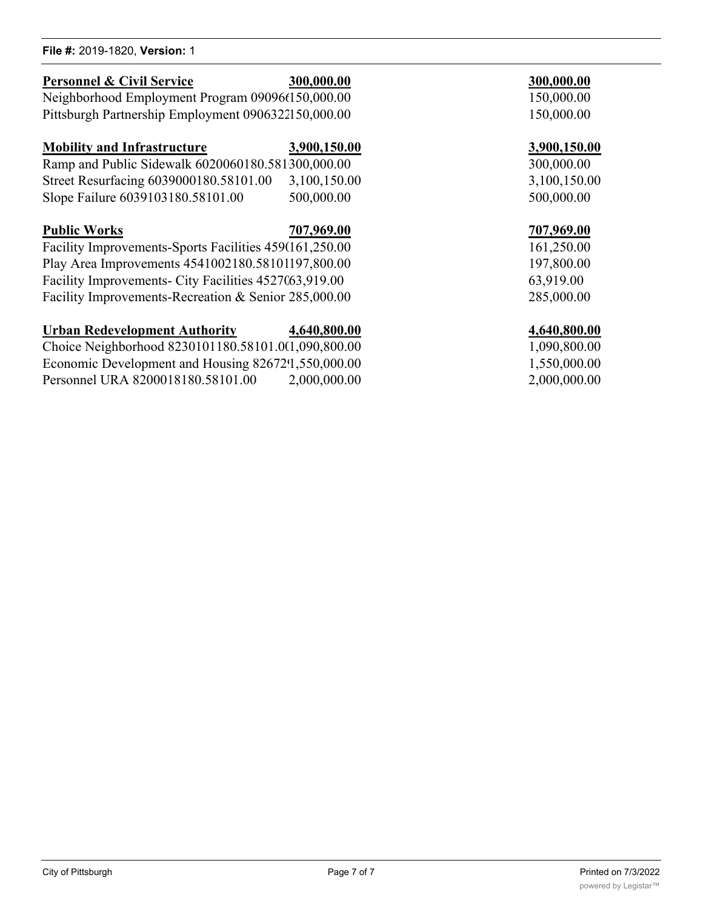| | | |
|---|---|---|
| **Personnel & Civil Service** | **300,000.00** | **300,000.00** |
| Neighborhood Employment Program 09096( | 150,000.00 | 150,000.00 |
| Pittsburgh Partnership Employment 0906322 | 150,000.00 | 150,000.00 |
| **Mobility and Infrastructure** | **3,900,150.00** | **3,900,150.00** |
| Ramp and Public Sidewalk 6020060180.581 | 300,000.00 | 300,000.00 |
| Street Resurfacing 6039000180.58101.00 | 3,100,150.00 | 3,100,150.00 |
| Slope Failure 6039103180.58101.00 | 500,000.00 | 500,000.00 |
| **Public Works** | **707,969.00** | **707,969.00** |
| Facility Improvements-Sports Facilities 459( | 161,250.00 | 161,250.00 |
| Play Area Improvements 4541002180.5810 | 197,800.00 | 197,800.00 |
| Facility Improvements- City Facilities 4527( | 63,919.00 | 63,919.00 |
| Facility Improvements-Recreation & Senior | 285,000.00 | 285,000.00 |
| **Urban Redevelopment Authority** | **4,640,800.00** | **4,640,800.00** |
| Choice Neighborhood 8230101180.58101.0( | 1,090,800.00 | 1,090,800.00 |
| Economic Development and Housing 82672 | 1,550,000.00 | 1,550,000.00 |
| Personnel URA 8200018180.58101.00 | 2,000,000.00 | 2,000,000.00 |